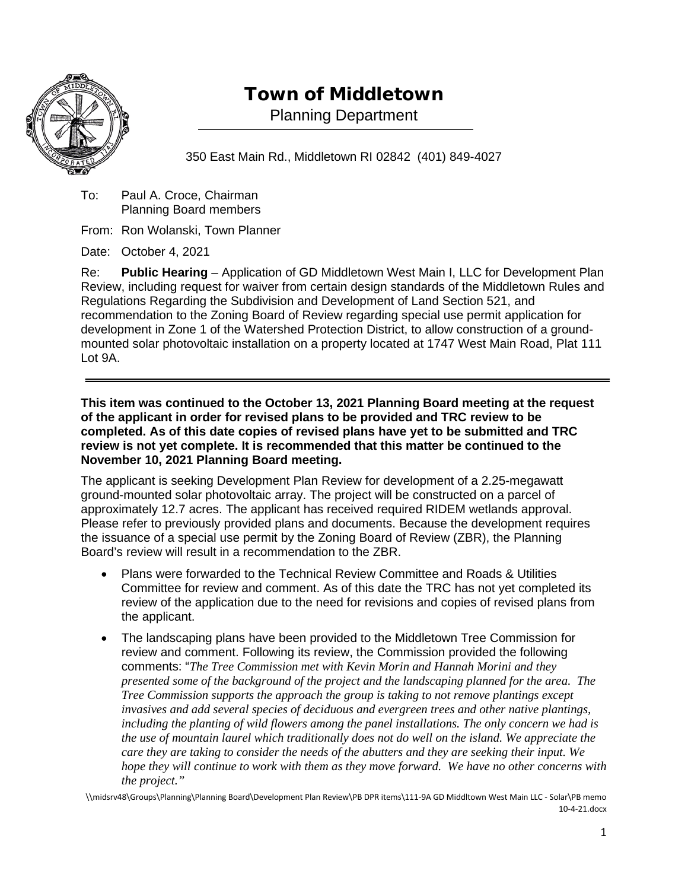# Town of Middletown

Planning Department

350 East Main Rd., Middletown RI 02842 (401) 849-4027

To: Paul A. Croce, Chairman
Planning Board members

From: Ron Wolanski, Town Planner

Date: October 4, 2021

Re: **Public Hearing** – Application of GD Middletown West Main I, LLC for Development Plan Review, including request for waiver from certain design standards of the Middletown Rules and Regulations Regarding the Subdivision and Development of Land Section 521, and recommendation to the Zoning Board of Review regarding special use permit application for development in Zone 1 of the Watershed Protection District, to allow construction of a ground-mounted solar photovoltaic installation on a property located at 1747 West Main Road, Plat 111 Lot 9A.

---

**This item was continued to the October 13, 2021 Planning Board meeting at the request of the applicant in order for revised plans to be provided and TRC review to be completed. As of this date copies of revised plans have yet to be submitted and TRC review is not yet complete. It is recommended that this matter be continued to the November 10, 2021 Planning Board meeting.**

The applicant is seeking Development Plan Review for development of a 2.25-megawatt ground-mounted solar photovoltaic array. The project will be constructed on a parcel of approximately 12.7 acres. The applicant has received required RIDEM wetlands approval. Please refer to previously provided plans and documents. Because the development requires the issuance of a special use permit by the Zoning Board of Review (ZBR), the Planning Board's review will result in a recommendation to the ZBR.

- Plans were forwarded to the Technical Review Committee and Roads & Utilities Committee for review and comment. As of this date the TRC has not yet completed its review of the application due to the need for revisions and copies of revised plans from the applicant.
- The landscaping plans have been provided to the Middletown Tree Commission for review and comment. Following its review, the Commission provided the following comments: "*The Tree Commission met with Kevin Morin and Hannah Morini and they presented some of the background of the project and the landscaping planned for the area. The Tree Commission supports the approach the group is taking to not remove plantings except invasives and add several species of deciduous and evergreen trees and other native plantings, including the planting of wild flowers among the panel installations. The only concern we had is the use of mountain laurel which traditionally does not do well on the island. We appreciate the care they are taking to consider the needs of the abutters and they are seeking their input. We hope they will continue to work with them as they move forward. We have no other concerns with the project.*"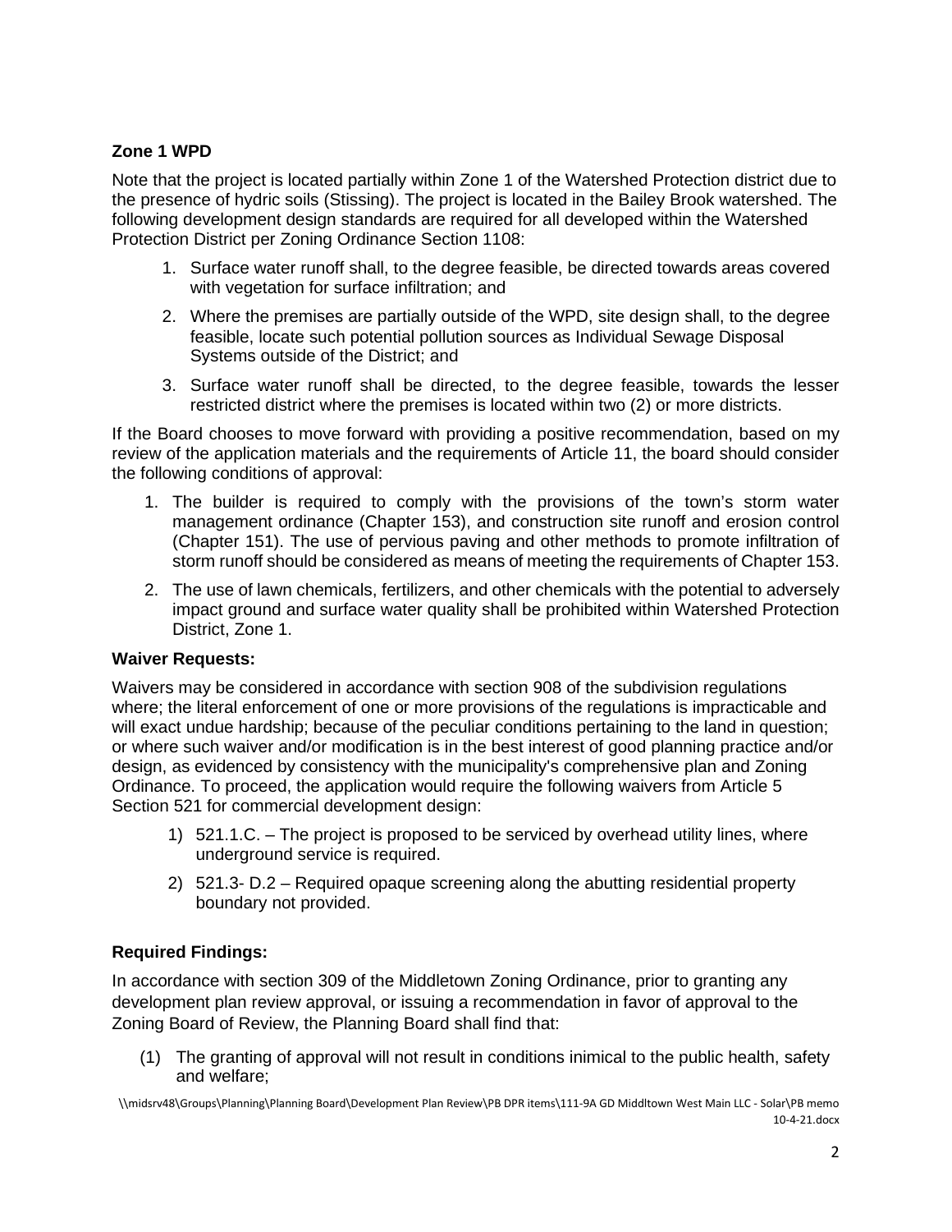**Zone 1 WPD**

Note that the project is located partially within Zone 1 of the Watershed Protection district due to the presence of hydric soils (Stissing). The project is located in the Bailey Brook watershed. The following development design standards are required for all developed within the Watershed Protection District per Zoning Ordinance Section 1108:

1. Surface water runoff shall, to the degree feasible, be directed towards areas covered with vegetation for surface infiltration; and
2. Where the premises are partially outside of the WPD, site design shall, to the degree feasible, locate such potential pollution sources as Individual Sewage Disposal Systems outside of the District; and
3. Surface water runoff shall be directed, to the degree feasible, towards the lesser restricted district where the premises is located within two (2) or more districts.

If the Board chooses to move forward with providing a positive recommendation, based on my review of the application materials and the requirements of Article 11, the board should consider the following conditions of approval:

1. The builder is required to comply with the provisions of the town's storm water management ordinance (Chapter 153), and construction site runoff and erosion control (Chapter 151). The use of pervious paving and other methods to promote infiltration of storm runoff should be considered as means of meeting the requirements of Chapter 153.
2. The use of lawn chemicals, fertilizers, and other chemicals with the potential to adversely impact ground and surface water quality shall be prohibited within Watershed Protection District, Zone 1.

**Waiver Requests:**

Waivers may be considered in accordance with section 908 of the subdivision regulations where; the literal enforcement of one or more provisions of the regulations is impracticable and will exact undue hardship; because of the peculiar conditions pertaining to the land in question; or where such waiver and/or modification is in the best interest of good planning practice and/or design, as evidenced by consistency with the municipality's comprehensive plan and Zoning Ordinance. To proceed, the application would require the following waivers from Article 5 Section 521 for commercial development design:

1) 521.1.C. – The project is proposed to be serviced by overhead utility lines, where underground service is required.
2) 521.3- D.2 – Required opaque screening along the abutting residential property boundary not provided.

**Required Findings:**

In accordance with section 309 of the Middletown Zoning Ordinance, prior to granting any development plan review approval, or issuing a recommendation in favor of approval to the Zoning Board of Review, the Planning Board shall find that:

(1) The granting of approval will not result in conditions inimical to the public health, safety and welfare;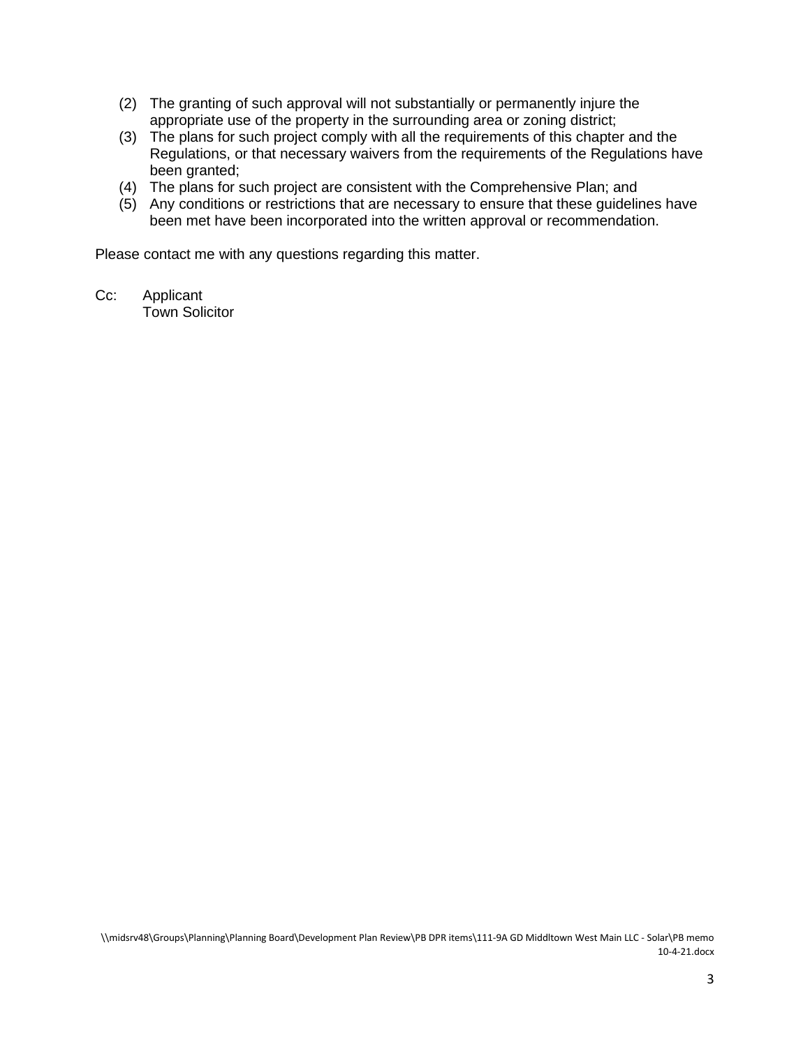(2) The granting of such approval will not substantially or permanently injure the appropriate use of the property in the surrounding area or zoning district;
(3) The plans for such project comply with all the requirements of this chapter and the Regulations, or that necessary waivers from the requirements of the Regulations have been granted;
(4) The plans for such project are consistent with the Comprehensive Plan; and
(5) Any conditions or restrictions that are necessary to ensure that these guidelines have been met have been incorporated into the written approval or recommendation.

Please contact me with any questions regarding this matter.

Cc: Applicant
Town Solicitor